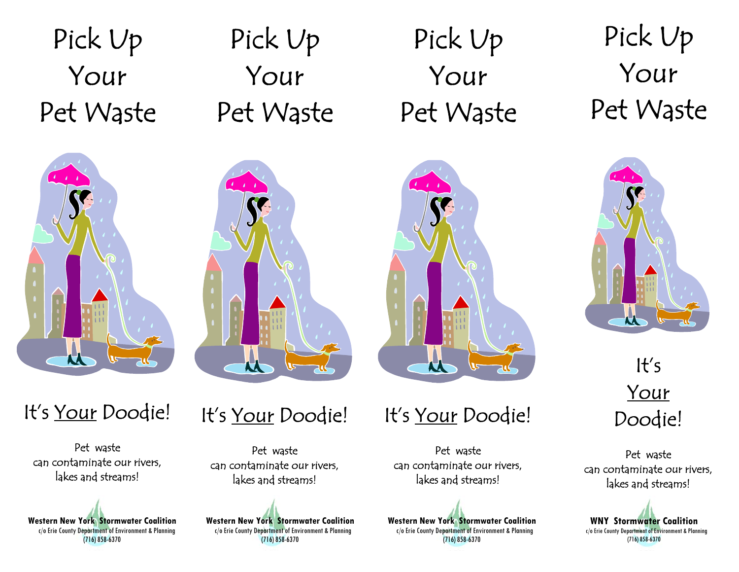# Pick Up Your Pet Waste

It's <u>Your</u> Doodie!

Pet waste can contaminate our rivers, lakes and streams!

**Western New York Stormwater Coalition**
c/o Erie County Department of Environment & Planning
(716) 858-6370

# Pick Up Your Pet Waste

It's <u>Your</u> Doodie!

Pet waste can contaminate our rivers, lakes and streams!

**Western New York Stormwater Coalition**
c/o Erie County Department of Environment & Planning
(716) 858-6370

# Pick Up Your Pet Waste

It's <u>Your</u> Doodie!

Pet waste can contaminate our rivers, lakes and streams!

**Western New York Stormwater Coalition**
c/o Erie County Department of Environment & Planning
(716) 858-6370

# Pick Up Your Pet Waste

It's <u>Your</u> Doodie!

Pet waste can contaminate our rivers, lakes and streams!

**WNY Stormwater Coalition**
c/o Erie County Department of Environment & Planning
(716) 858-6370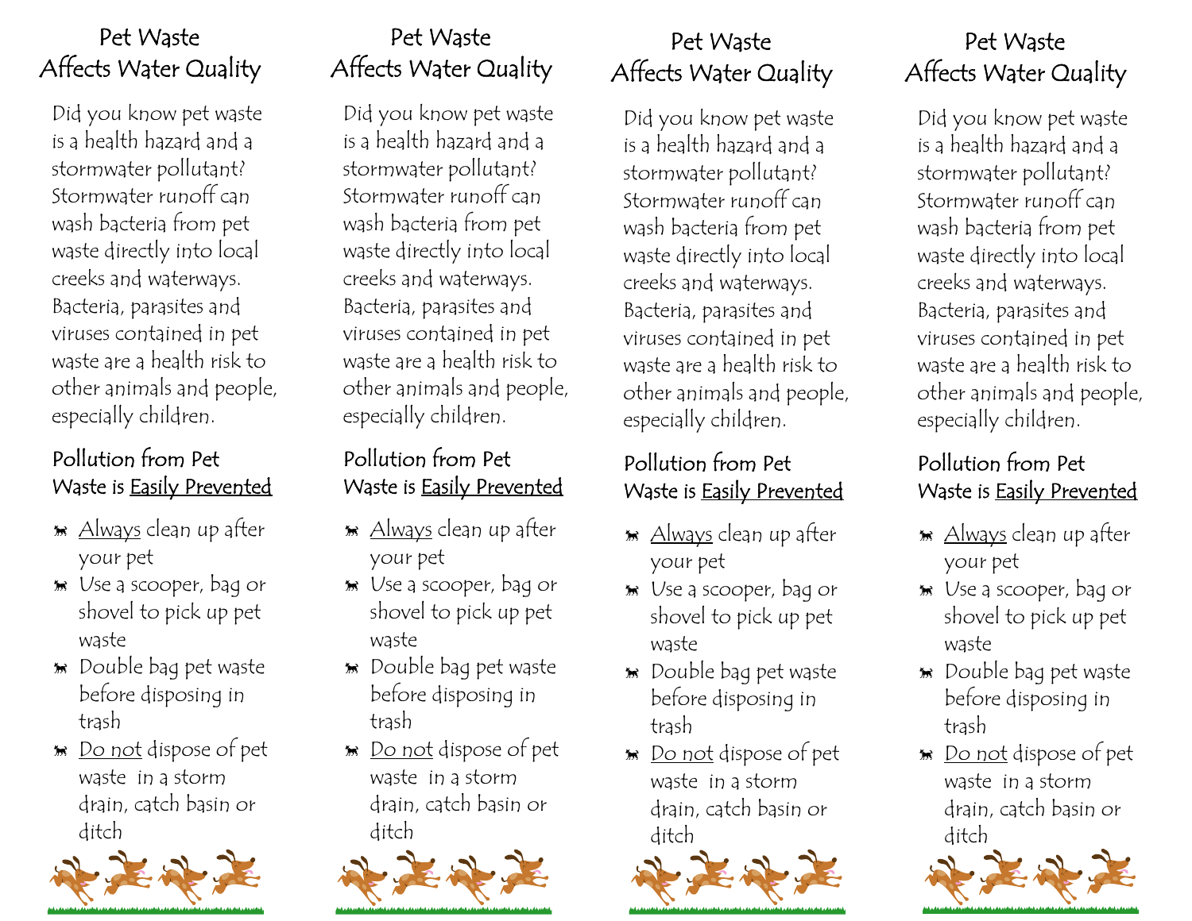# Pet Waste Affects Water Quality

Did you know pet waste is a health hazard and a stormwater pollutant? Stormwater runoff can wash bacteria from pet waste directly into local creeks and waterways. Bacteria, parasites and viruses contained in pet waste are a health risk to other animals and people, especially children.

## Pollution from Pet Waste is Easily Prevented

- Always clean up after your pet
- Use a scooper, bag or shovel to pick up pet waste
- Double bag pet waste before disposing in trash
- Do not dispose of pet waste in a storm drain, catch basin or ditch

# Pet Waste Affects Water Quality

Did you know pet waste is a health hazard and a stormwater pollutant? Stormwater runoff can wash bacteria from pet waste directly into local creeks and waterways. Bacteria, parasites and viruses contained in pet waste are a health risk to other animals and people, especially children.

## Pollution from Pet Waste is Easily Prevented

- Always clean up after your pet
- Use a scooper, bag or shovel to pick up pet waste
- Double bag pet waste before disposing in trash
- Do not dispose of pet waste in a storm drain, catch basin or ditch

# Pet Waste Affects Water Quality

Did you know pet waste is a health hazard and a stormwater pollutant? Stormwater runoff can wash bacteria from pet waste directly into local creeks and waterways. Bacteria, parasites and viruses contained in pet waste are a health risk to other animals and people, especially children.

## Pollution from Pet Waste is Easily Prevented

- Always clean up after your pet
- Use a scooper, bag or shovel to pick up pet waste
- Double bag pet waste before disposing in trash
- Do not dispose of pet waste in a storm drain, catch basin or ditch

# Pet Waste Affects Water Quality

Did you know pet waste is a health hazard and a stormwater pollutant? Stormwater runoff can wash bacteria from pet waste directly into local creeks and waterways. Bacteria, parasites and viruses contained in pet waste are a health risk to other animals and people, especially children.

## Pollution from Pet Waste is Easily Prevented

- Always clean up after your pet
- Use a scooper, bag or shovel to pick up pet waste
- Double bag pet waste before disposing in trash
- Do not dispose of pet waste in a storm drain, catch basin or ditch